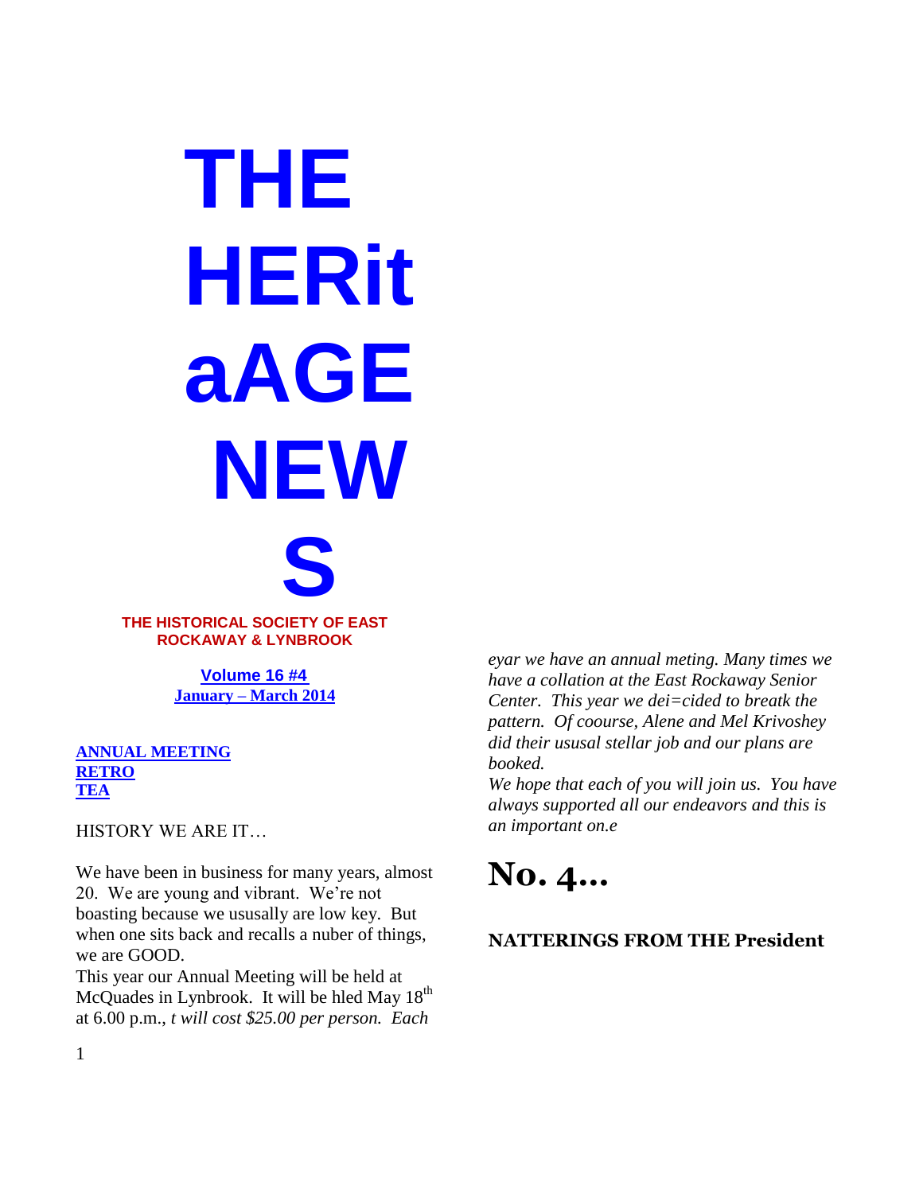# THE HERit aAGE NEWS

**THE HISTORICAL SOCIETY OF EAST ROCKAWAY & LYNBROOK**

**Volume 16 #4**
**January – March 2014**

**ANNUAL MEETING**
**RETRO**
**TEA**

HISTORY WE ARE IT…

We have been in business for many years, almost 20. We are young and vibrant. We're not boasting because we ususally are low key. But when one sits back and recalls a nuber of things, we are GOOD.

This year our Annual Meeting will be held at McQuades in Lynbrook. It will be hled May 18th at 6.00 p.m., *t will cost $25.00 per person. Each eyar we have an annual meting. Many times we have a collation at the East Rockaway Senior Center. This year we dei=cided to breatk the pattern. Of coourse, Alene and Mel Krivoshey did their ususal stellar job and our plans are booked.*

*We hope that each of you will join us. You have always supported all our endeavors and this is an important on.e*

# No. 4…

**NATTERINGS FROM THE President**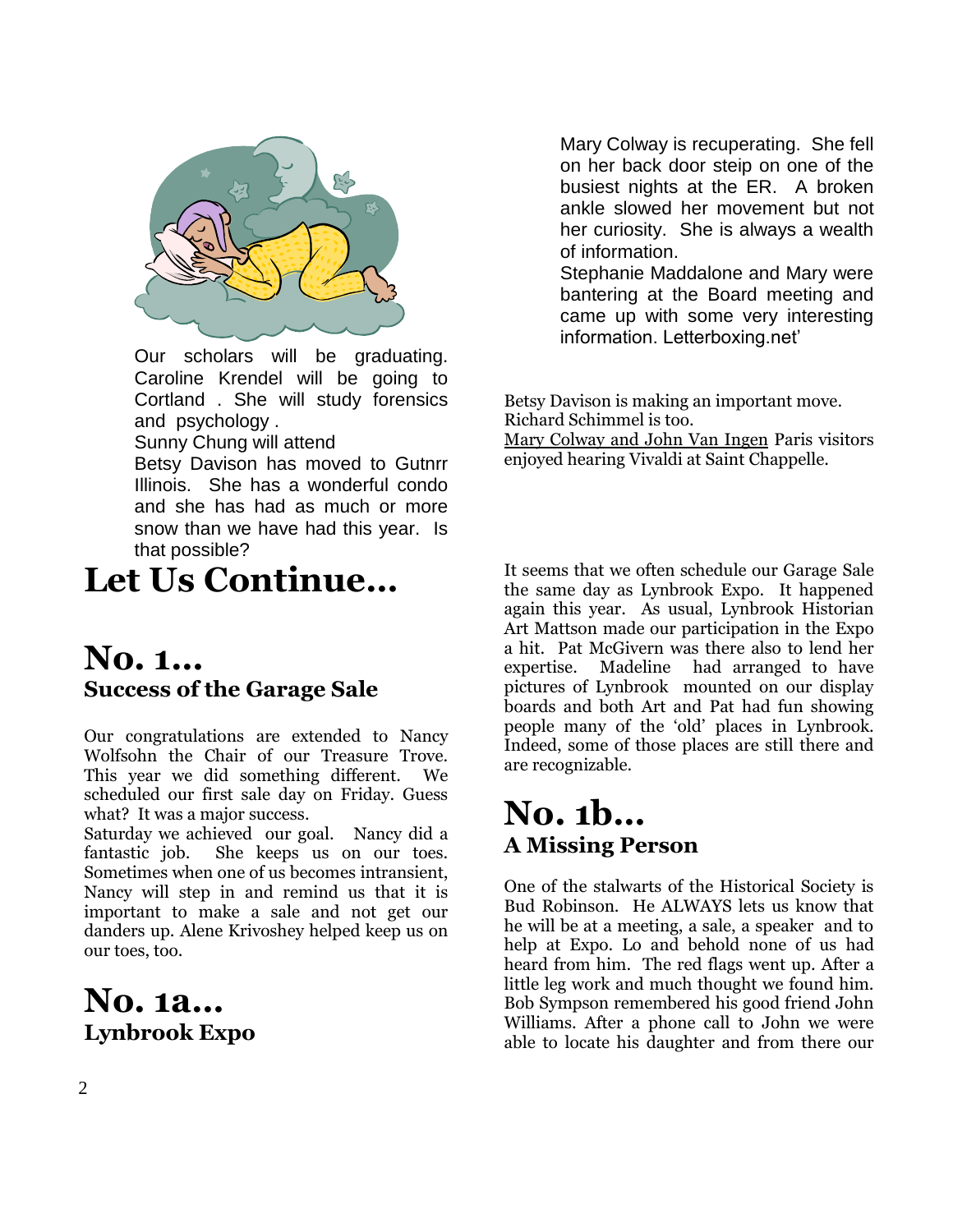Our scholars will be graduating. Caroline Krendel will be going to Cortland . She will study forensics and psychology .

Sunny Chung will attend

Betsy Davison has moved to Gutnrr Illinois. She has a wonderful condo and she has had as much or more snow than we have had this year. Is that possible?

Mary Colway is recuperating. She fell on her back door steip on one of the busiest nights at the ER. A broken ankle slowed her movement but not her curiosity. She is always a wealth of information.

Stephanie Maddalone and Mary were bantering at the Board meeting and came up with some very interesting information. Letterboxing.net'

Betsy Davison is making an important move.

Richard Schimmel is too.

Mary Colway and John Van Ingen Paris visitors enjoyed hearing Vivaldi at Saint Chappelle.

# Let Us Continue…

## No. 1…

### Success of the Garage Sale

Our congratulations are extended to Nancy Wolfsohn the Chair of our Treasure Trove. This year we did something different. We scheduled our first sale day on Friday. Guess what? It was a major success.

Saturday we achieved our goal. Nancy did a fantastic job. She keeps us on our toes. Sometimes when one of us becomes intransient, Nancy will step in and remind us that it is important to make a sale and not get our danders up. Alene Krivoshey helped keep us on our toes, too.

## No. 1a…

### Lynbrook Expo

It seems that we often schedule our Garage Sale the same day as Lynbrook Expo. It happened again this year. As usual, Lynbrook Historian Art Mattson made our participation in the Expo a hit. Pat McGivern was there also to lend her expertise. Madeline had arranged to have pictures of Lynbrook mounted on our display boards and both Art and Pat had fun showing people many of the 'old' places in Lynbrook. Indeed, some of those places are still there and are recognizable.

## No. 1b…

### A Missing Person

One of the stalwarts of the Historical Society is Bud Robinson. He ALWAYS lets us know that he will be at a meeting, a sale, a speaker and to help at Expo. Lo and behold none of us had heard from him. The red flags went up. After a little leg work and much thought we found him. Bob Sympson remembered his good friend John Williams. After a phone call to John we were able to locate his daughter and from there our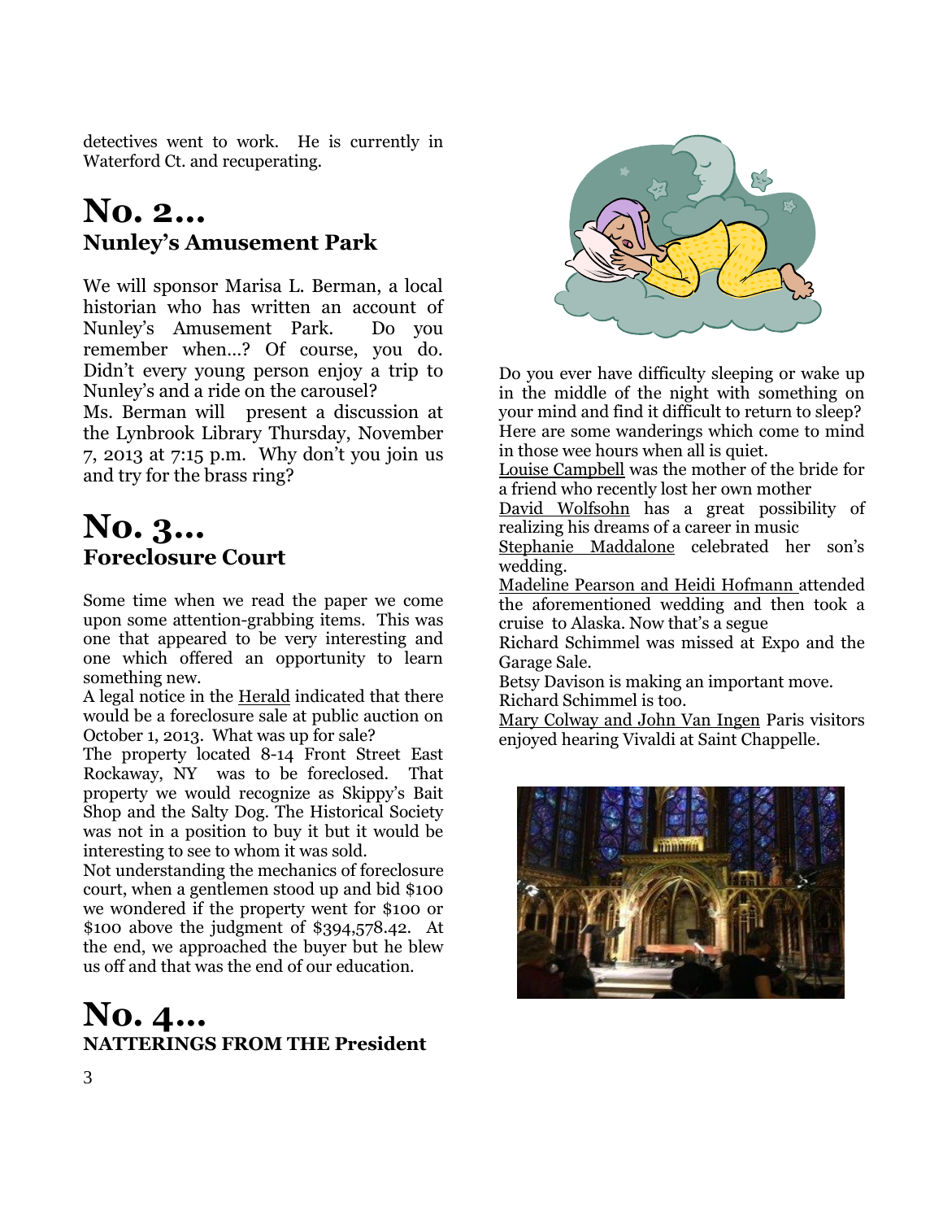detectives went to work. He is currently in Waterford Ct. and recuperating.

# No. 2…
## Nunley's Amusement Park

We will sponsor Marisa L. Berman, a local historian who has written an account of Nunley's Amusement Park. Do you remember when…? Of course, you do. Didn't every young person enjoy a trip to Nunley's and a ride on the carousel?

Ms. Berman will present a discussion at the Lynbrook Library Thursday, November 7, 2013 at 7:15 p.m. Why don't you join us and try for the brass ring?

# No. 3…
## Foreclosure Court

Some time when we read the paper we come upon some attention-grabbing items. This was one that appeared to be very interesting and one which offered an opportunity to learn something new.

A legal notice in the Herald indicated that there would be a foreclosure sale at public auction on October 1, 2013. What was up for sale?

The property located 8-14 Front Street East Rockaway, NY was to be foreclosed. That property we would recognize as Skippy's Bait Shop and the Salty Dog. The Historical Society was not in a position to buy it but it would be interesting to see to whom it was sold.

Not understanding the mechanics of foreclosure court, when a gentlemen stood up and bid $100 we wondered if the property went for $100 or $100 above the judgment of $394,578.42. At the end, we approached the buyer but he blew us off and that was the end of our education.

# No. 4…
## NATTERINGS FROM THE President

Do you ever have difficulty sleeping or wake up in the middle of the night with something on your mind and find it difficult to return to sleep? Here are some wanderings which come to mind in those wee hours when all is quiet.

Louise Campbell was the mother of the bride for a friend who recently lost her own mother

David Wolfsohn has a great possibility of realizing his dreams of a career in music

Stephanie Maddalone celebrated her son's wedding.

Madeline Pearson and Heidi Hofmann attended the aforementioned wedding and then took a cruise to Alaska. Now that's a segue

Richard Schimmel was missed at Expo and the Garage Sale.

Betsy Davison is making an important move.

Richard Schimmel is too.

Mary Colway and John Van Ingen Paris visitors enjoyed hearing Vivaldi at Saint Chappelle.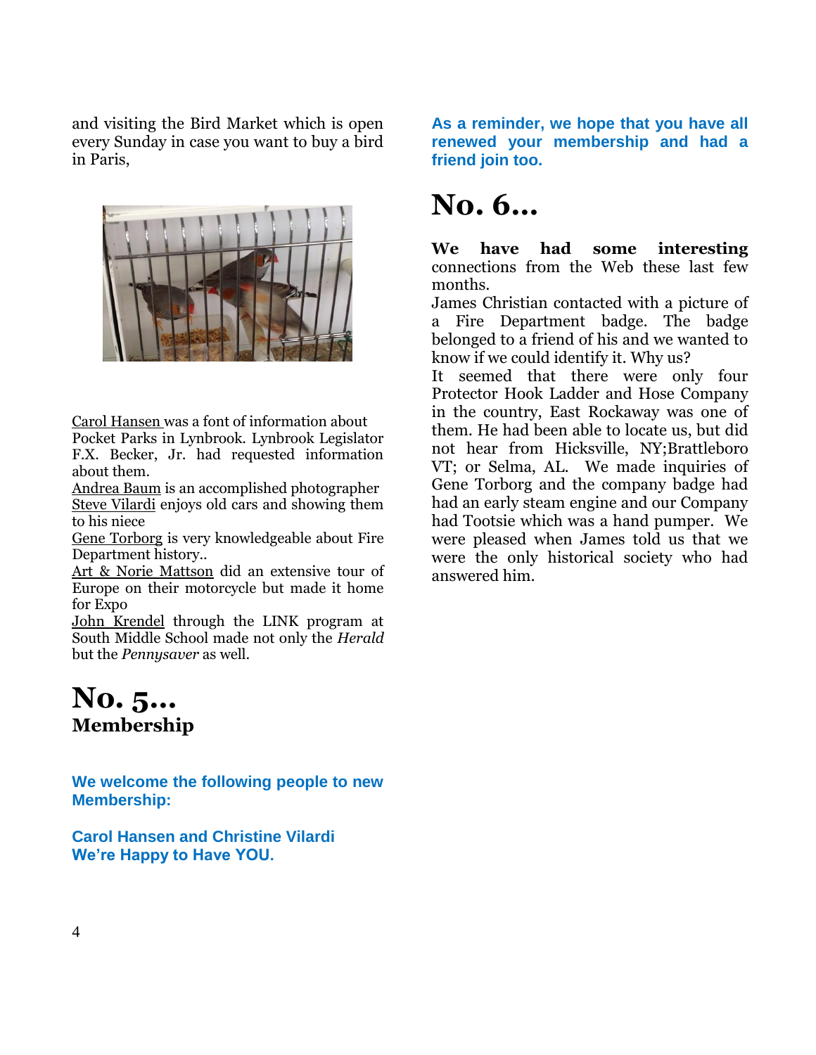and visiting the Bird Market which is open every Sunday in case you want to buy a bird in Paris,

<u>Carol Hansen</u> was a font of information about Pocket Parks in Lynbrook. Lynbrook Legislator F.X. Becker, Jr. had requested information about them.
<u>Andrea Baum</u> is an accomplished photographer
<u>Steve Vilardi</u> enjoys old cars and showing them to his niece
<u>Gene Torborg</u> is very knowledgeable about Fire Department history..
<u>Art & Norie Mattson</u> did an extensive tour of Europe on their motorcycle but made it home for Expo
<u>John Krendel</u> through the LINK program at South Middle School made not only the *Herald* but the *Pennysaver* as well.

# No. 5…
## Membership

**We welcome the following people to new Membership:**

**Carol Hansen and Christine Vilardi**
**We're Happy to Have YOU.**

**As a reminder, we hope that you have all renewed your membership and had a friend join too.**

# No. 6…

**We have had some interesting** connections from the Web these last few months.
James Christian contacted with a picture of a Fire Department badge. The badge belonged to a friend of his and we wanted to know if we could identify it. Why us?
It seemed that there were only four Protector Hook Ladder and Hose Company in the country, East Rockaway was one of them. He had been able to locate us, but did not hear from Hicksville, NY;Brattleboro VT; or Selma, AL. We made inquiries of Gene Torborg and the company badge had had an early steam engine and our Company had Tootsie which was a hand pumper. We were pleased when James told us that we were the only historical society who had answered him.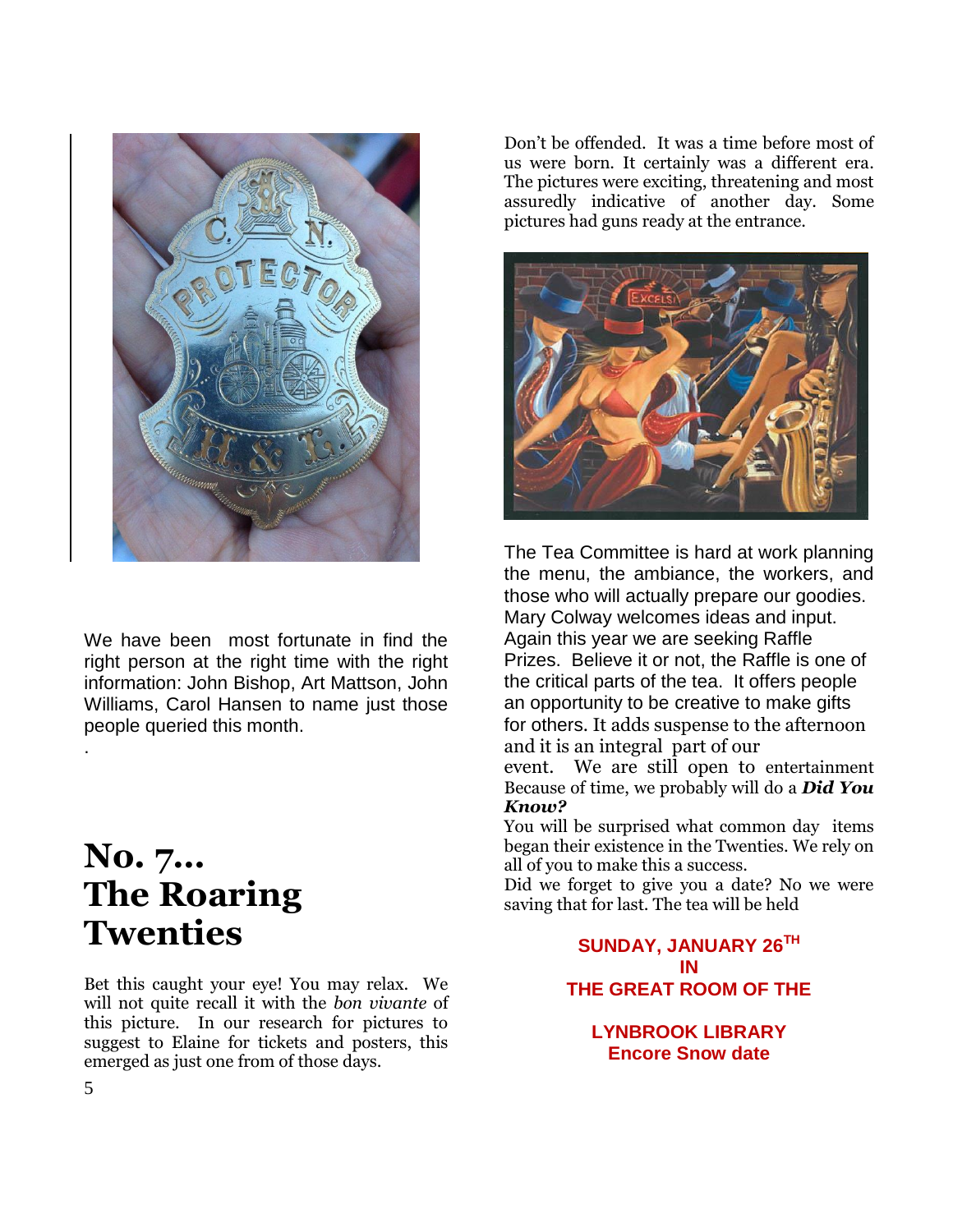We have been most fortunate in find the right person at the right time with the right information: John Bishop, Art Mattson, John Williams, Carol Hansen to name just those people queried this month.

.

# No. 7... The Roaring Twenties

Bet this caught your eye! You may relax. We will not quite recall it with the *bon vivante* of this picture. In our research for pictures to suggest to Elaine for tickets and posters, this emerged as just one from of those days.

Don't be offended. It was a time before most of us were born. It certainly was a different era. The pictures were exciting, threatening and most assuredly indicative of another day. Some pictures had guns ready at the entrance.

The Tea Committee is hard at work planning the menu, the ambiance, the workers, and those who will actually prepare our goodies. Mary Colway welcomes ideas and input. Again this year we are seeking Raffle Prizes. Believe it or not, the Raffle is one of the critical parts of the tea. It offers people an opportunity to be creative to make gifts for others. It adds suspense to the afternoon and it is an integral part of our event. We are still open to entertainment Because of time, we probably will do a ***Did You Know?***
You will be surprised what common day items began their existence in the Twenties. We rely on all of you to make this a success.
Did we forget to give you a date? No we were saving that for last. The tea will be held

**SUNDAY, JANUARY 26TH**
**IN**
**THE GREAT ROOM OF THE**

**LYNBROOK LIBRARY**
**Encore Snow date**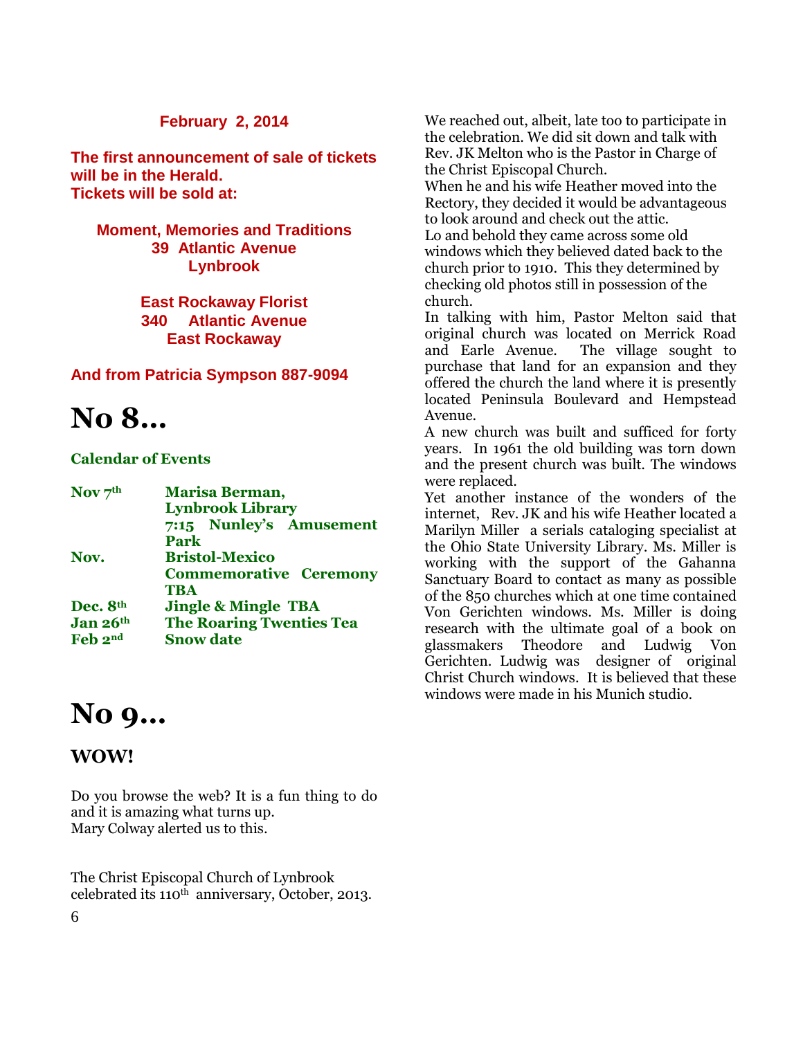**February 2, 2014**

**The first announcement of sale of tickets will be in the Herald.**
**Tickets will be sold at:**

**Moment, Memories and Traditions**
**39 Atlantic Avenue**
**Lynbrook**

**East Rockaway Florist**
**340 Atlantic Avenue**
**East Rockaway**

**And from Patricia Sympson 887-9094**

# No 8…

**Calendar of Events**

| | |
|---|---|
| **Nov 7th** | **Marisa Berman, Lynbrook Library 7:15 Nunley's Amusement Park** |
| **Nov.** | **Bristol-Mexico Commemorative Ceremony TBA** |
| **Dec. 8th** | **Jingle & Mingle TBA** |
| **Jan 26th** | **The Roaring Twenties Tea** |
| **Feb 2nd** | **Snow date** |

# No 9…

## WOW!

Do you browse the web? It is a fun thing to do and it is amazing what turns up.
Mary Colway alerted us to this.

The Christ Episcopal Church of Lynbrook celebrated its 110th anniversary, October, 2013.

We reached out, albeit, late too to participate in the celebration. We did sit down and talk with Rev. JK Melton who is the Pastor in Charge of the Christ Episcopal Church.
When he and his wife Heather moved into the Rectory, they decided it would be advantageous to look around and check out the attic.
Lo and behold they came across some old windows which they believed dated back to the church prior to 1910. This they determined by checking old photos still in possession of the church.
In talking with him, Pastor Melton said that original church was located on Merrick Road and Earle Avenue. The village sought to purchase that land for an expansion and they offered the church the land where it is presently located Peninsula Boulevard and Hempstead Avenue.
A new church was built and sufficed for forty years. In 1961 the old building was torn down and the present church was built. The windows were replaced.
Yet another instance of the wonders of the internet, Rev. JK and his wife Heather located a Marilyn Miller a serials cataloging specialist at the Ohio State University Library. Ms. Miller is working with the support of the Gahanna Sanctuary Board to contact as many as possible of the 850 churches which at one time contained Von Gerichten windows. Ms. Miller is doing research with the ultimate goal of a book on glassmakers Theodore and Ludwig Von Gerichten. Ludwig was designer of original Christ Church windows. It is believed that these windows were made in his Munich studio.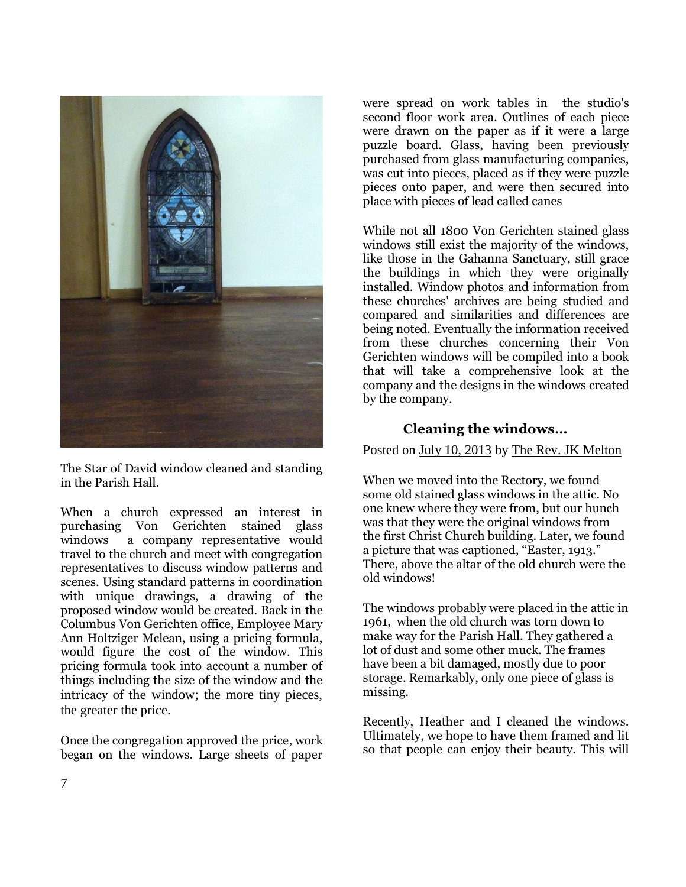The Star of David window cleaned and standing in the Parish Hall.

When a church expressed an interest in purchasing Von Gerichten stained glass windows a company representative would travel to the church and meet with congregation representatives to discuss window patterns and scenes. Using standard patterns in coordination with unique drawings, a drawing of the proposed window would be created. Back in the Columbus Von Gerichten office, Employee Mary Ann Holtziger Mclean, using a pricing formula, would figure the cost of the window. This pricing formula took into account a number of things including the size of the window and the intricacy of the window; the more tiny pieces, the greater the price.

Once the congregation approved the price, work began on the windows. Large sheets of paper were spread on work tables in the studio's second floor work area. Outlines of each piece were drawn on the paper as if it were a large puzzle board. Glass, having been previously purchased from glass manufacturing companies, was cut into pieces, placed as if they were puzzle pieces onto paper, and were then secured into place with pieces of lead called canes

While not all 1800 Von Gerichten stained glass windows still exist the majority of the windows, like those in the Gahanna Sanctuary, still grace the buildings in which they were originally installed. Window photos and information from these churches' archives are being studied and compared and similarities and differences are being noted. Eventually the information received from these churches concerning their Von Gerichten windows will be compiled into a book that will take a comprehensive look at the company and the designs in the windows created by the company.

## Cleaning the windows…

Posted on July 10, 2013 by The Rev. JK Melton

When we moved into the Rectory, we found some old stained glass windows in the attic. No one knew where they were from, but our hunch was that they were the original windows from the first Christ Church building. Later, we found a picture that was captioned, "Easter, 1913." There, above the altar of the old church were the old windows!

The windows probably were placed in the attic in 1961, when the old church was torn down to make way for the Parish Hall. They gathered a lot of dust and some other muck. The frames have been a bit damaged, mostly due to poor storage. Remarkably, only one piece of glass is missing.

Recently, Heather and I cleaned the windows. Ultimately, we hope to have them framed and lit so that people can enjoy their beauty. This will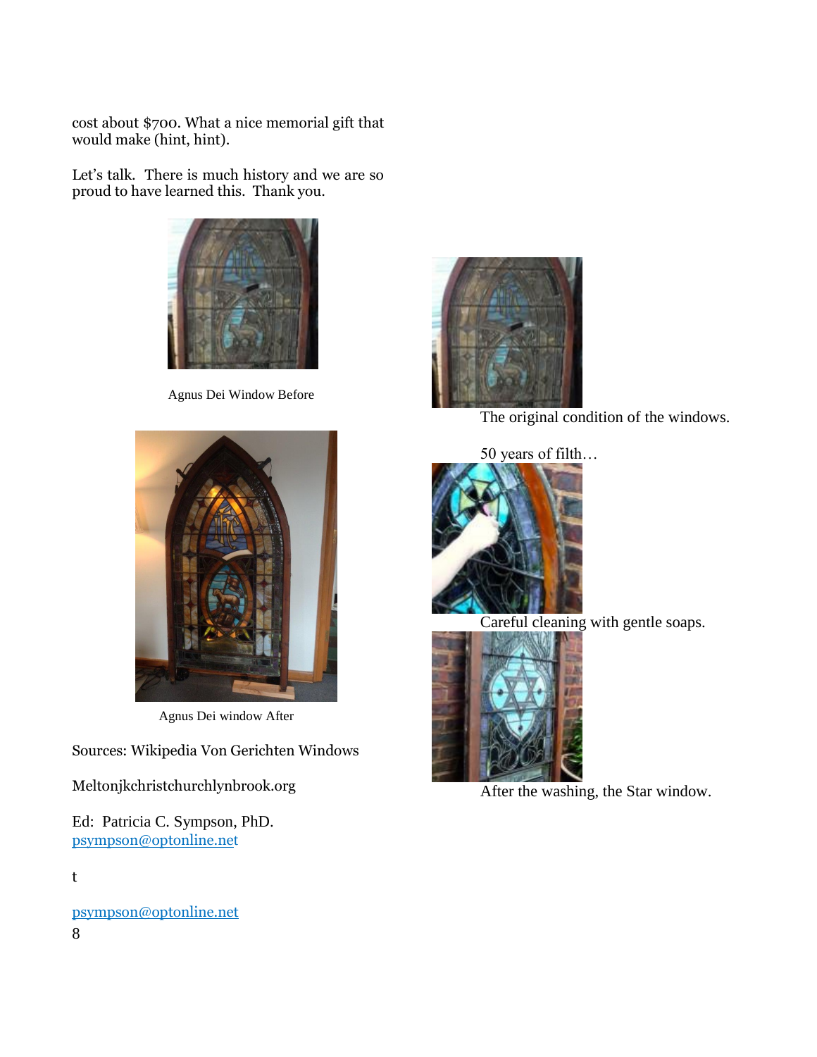cost about $700. What a nice memorial gift that would make (hint, hint).

Let's talk. There is much history and we are so proud to have learned this. Thank you.

Agnus Dei Window Before

Agnus Dei window After

Sources: Wikipedia Von Gerichten Windows

Meltonjkchristchurchlynbrook.org

Ed: Patricia C. Sympson, PhD.
psympson@optonline.net

t

psympson@optonline.net

The original condition of the windows.

50 years of filth…

Careful cleaning with gentle soaps.

After the washing, the Star window.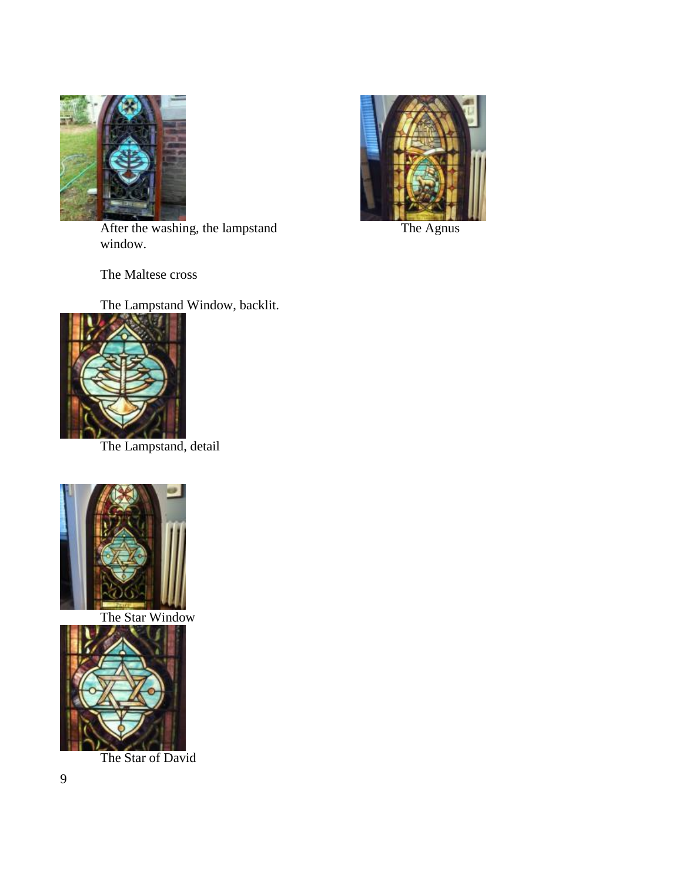After the washing, the lampstand window.

The Maltese cross

The Lampstand Window, backlit.

The Agnus

The Lampstand, detail

The Star Window

The Star of David